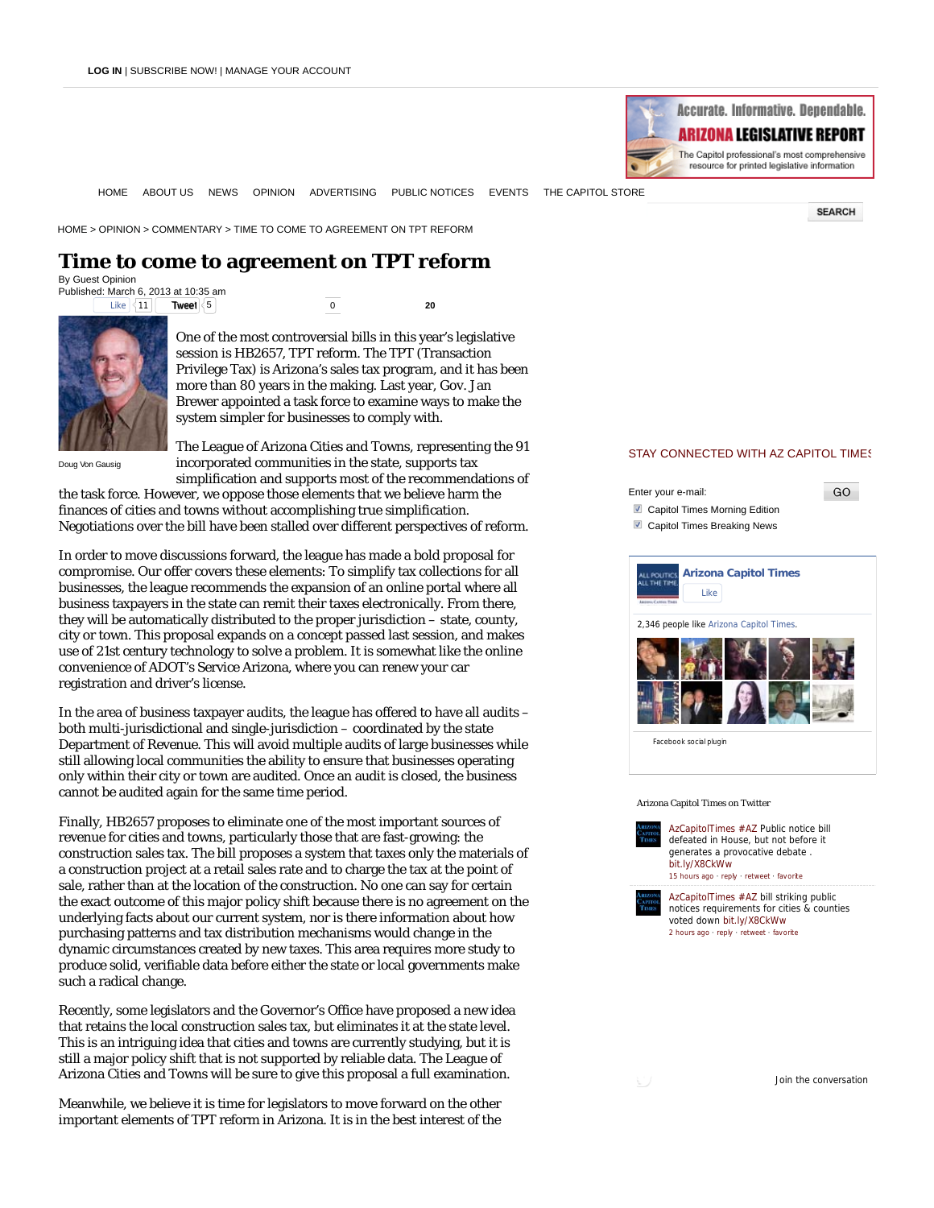# Time to come to agreement on TPT reform

By Guest Opinion
Published: March 6, 2013 at 10:35 am

Doug Von Gausig

One of the most controversial bills in this year's legislative session is HB2657, TPT reform. The TPT (Transaction Privilege Tax) is Arizona's sales tax program, and it has been more than 80 years in the making. Last year, Gov. Jan Brewer appointed a task force to examine ways to make the system simpler for businesses to comply with.

The League of Arizona Cities and Towns, representing the 91 incorporated communities in the state, supports tax simplification and supports most of the recommendations of the task force. However, we oppose those elements that we believe harm the finances of cities and towns without accomplishing true simplification. Negotiations over the bill have been stalled over different perspectives of reform.

In order to move discussions forward, the league has made a bold proposal for compromise. Our offer covers these elements: To simplify tax collections for all businesses, the league recommends the expansion of an online portal where all business taxpayers in the state can remit their taxes electronically. From there, they will be automatically distributed to the proper jurisdiction – state, county, city or town. This proposal expands on a concept passed last session, and makes use of 21st century technology to solve a problem. It is somewhat like the online convenience of ADOT's Service Arizona, where you can renew your car registration and driver's license.

In the area of business taxpayer audits, the league has offered to have all audits – both multi-jurisdictional and single-jurisdiction – coordinated by the state Department of Revenue. This will avoid multiple audits of large businesses while still allowing local communities the ability to ensure that businesses operating only within their city or town are audited. Once an audit is closed, the business cannot be audited again for the same time period.

Finally, HB2657 proposes to eliminate one of the most important sources of revenue for cities and towns, particularly those that are fast-growing: the construction sales tax. The bill proposes a system that taxes only the materials of a construction project at a retail sales rate and to charge the tax at the point of sale, rather than at the location of the construction. No one can say for certain the exact outcome of this major policy shift because there is no agreement on the underlying facts about our current system, nor is there information about how purchasing patterns and tax distribution mechanisms would change in the dynamic circumstances created by new taxes. This area requires more study to produce solid, verifiable data before either the state or local governments make such a radical change.

Recently, some legislators and the Governor's Office have proposed a new idea that retains the local construction sales tax, but eliminates it at the state level. This is an intriguing idea that cities and towns are currently studying, but it is still a major policy shift that is not supported by reliable data. The League of Arizona Cities and Towns will be sure to give this proposal a full examination.

Meanwhile, we believe it is time for legislators to move forward on the other important elements of TPT reform in Arizona. It is in the best interest of the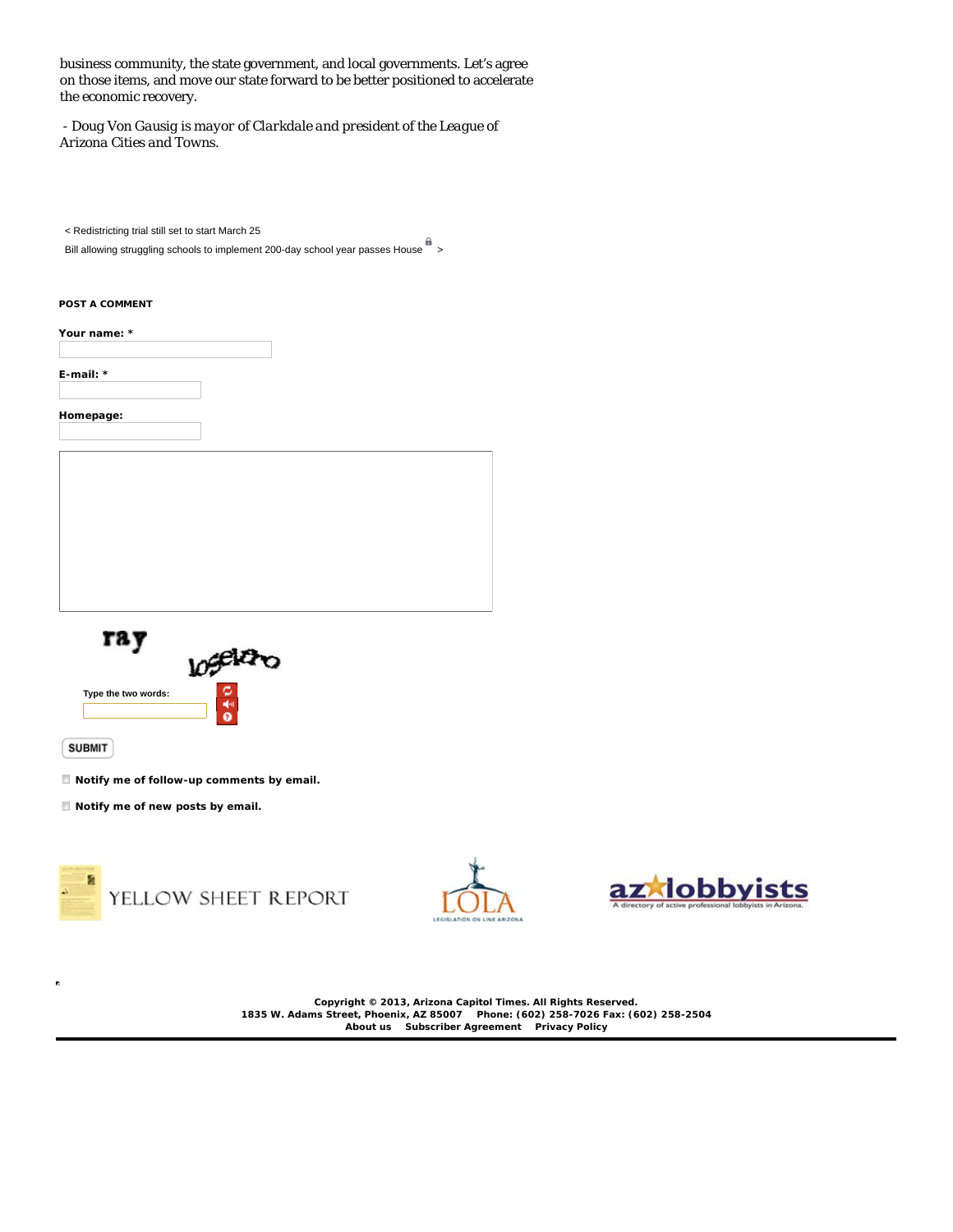business community, the state government, and local governments. Let's agree on those items, and move our state forward to be better positioned to accelerate the economic recovery.

*- Doug Von Gausig is mayor of Clarkdale and president of the League of Arizona Cities and Towns.*

< Redistricting trial still set to start March 25

Bill allowing struggling schools to implement 200-day school year passes House >

**POST A COMMENT**

**Your name: ***

**E-mail: ***

**Homepage:**

Type the two words:

SUBMIT

**Notify me of follow-up comments by email.**

**Notify me of new posts by email.**

YELLOW SHEET REPORT

LOLA
LEGISLATION ON LINE ARIZONA

azlobbyists
A directory of active professional lobbyists in Arizona.

**Copyright © 2013, Arizona Capitol Times. All Rights Reserved.**
**1835 W. Adams Street, Phoenix, AZ 85007 Phone: (602) 258-7026 Fax: (602) 258-2504**
**About us Subscriber Agreement Privacy Policy**